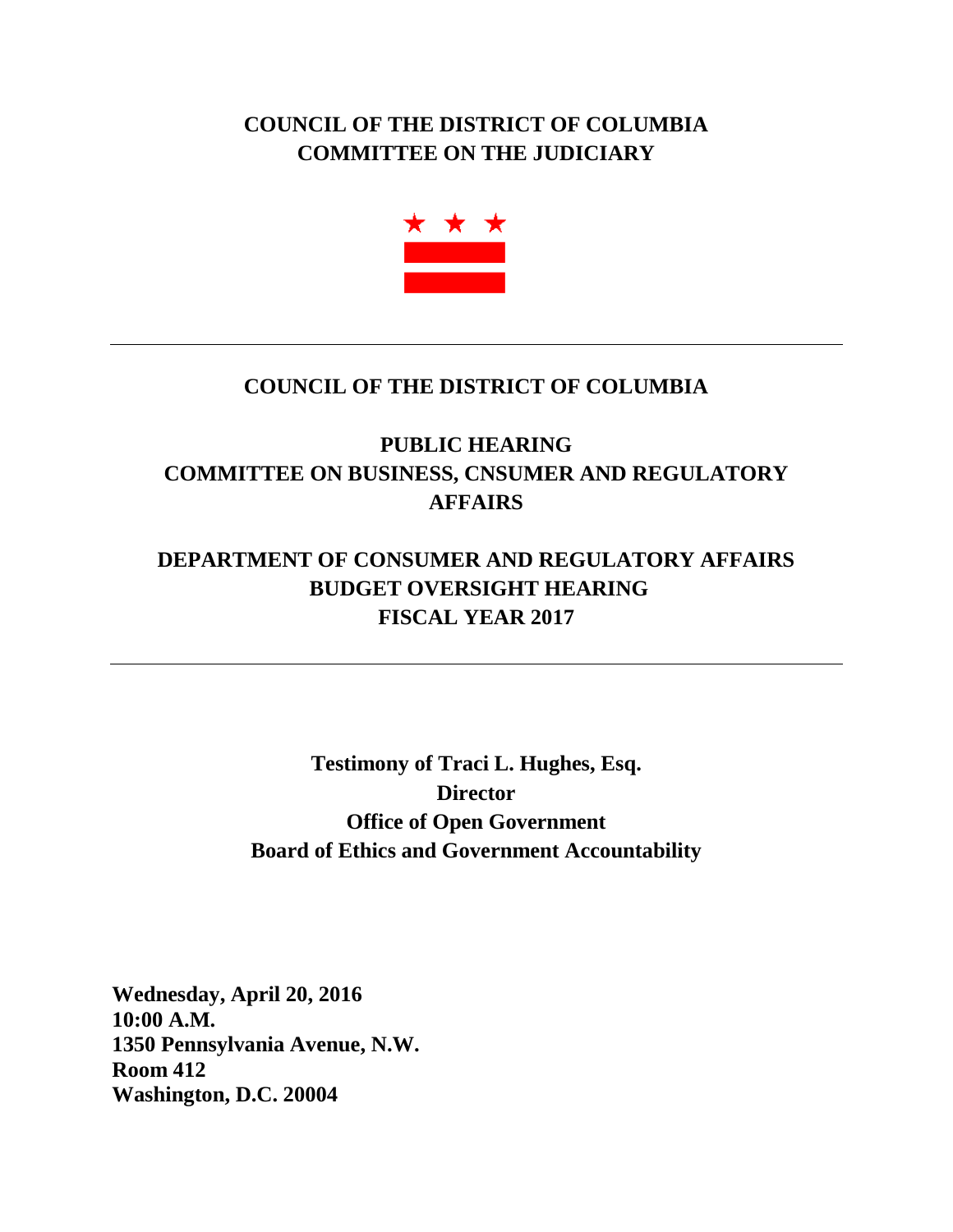# COUNCIL OF THE DISTRICT OF COLUMBIA
# COMMITTEE ON THE JUDICIARY

---

## COUNCIL OF THE DISTRICT OF COLUMBIA

## PUBLIC HEARING
## COMMITTEE ON BUSINESS, CNSUMER AND REGULATORY AFFAIRS

## DEPARTMENT OF CONSUMER AND REGULATORY AFFAIRS
## BUDGET OVERSIGHT HEARING
## FISCAL YEAR 2017

---

**Testimony of Traci L. Hughes, Esq.**
**Director**
**Office of Open Government**
**Board of Ethics and Government Accountability**

**Wednesday, April 20, 2016**
**10:00 A.M.**
**1350 Pennsylvania Avenue, N.W.**
**Room 412**
**Washington, D.C. 20004**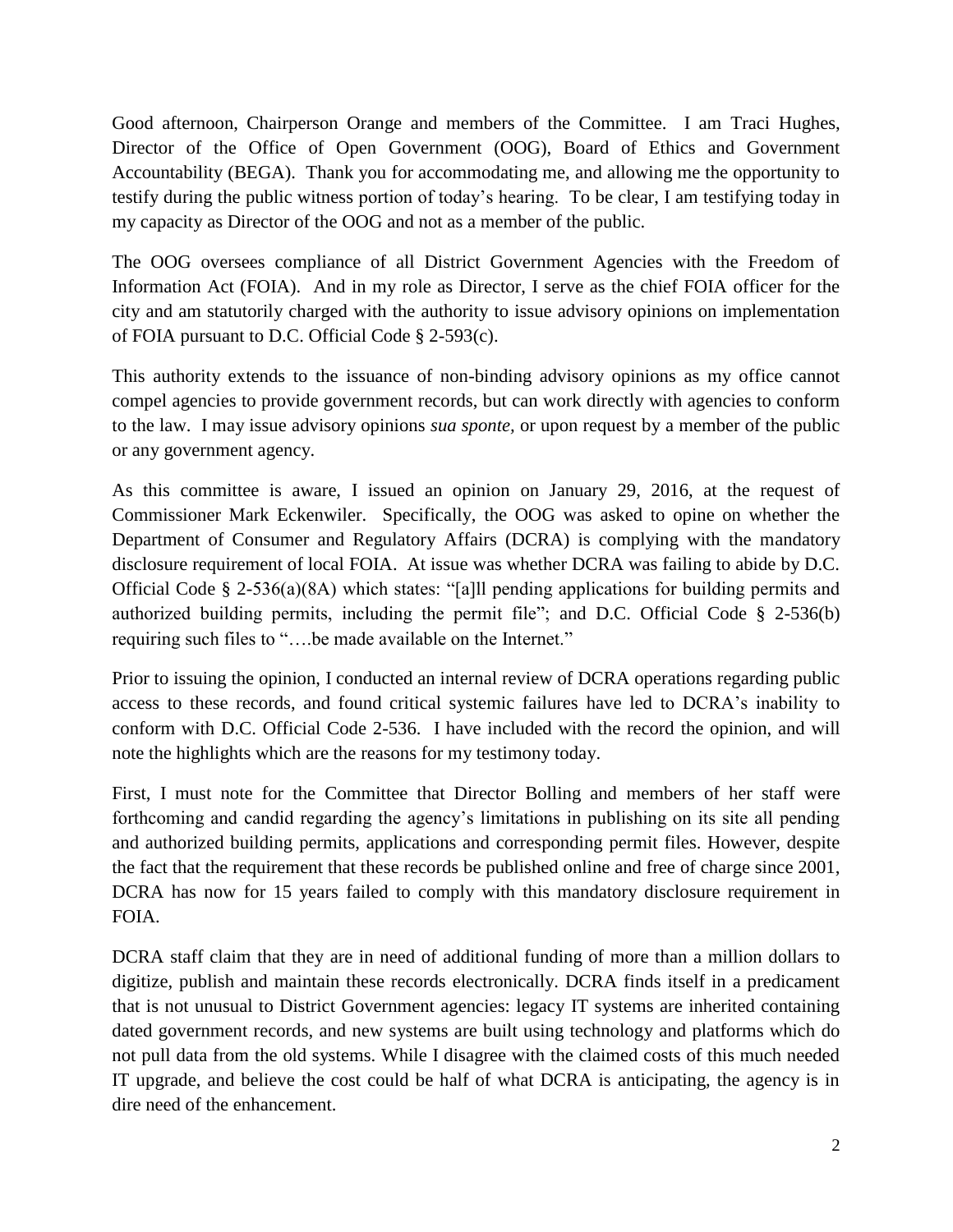Good afternoon, Chairperson Orange and members of the Committee. I am Traci Hughes, Director of the Office of Open Government (OOG), Board of Ethics and Government Accountability (BEGA). Thank you for accommodating me, and allowing me the opportunity to testify during the public witness portion of today's hearing. To be clear, I am testifying today in my capacity as Director of the OOG and not as a member of the public.

The OOG oversees compliance of all District Government Agencies with the Freedom of Information Act (FOIA). And in my role as Director, I serve as the chief FOIA officer for the city and am statutorily charged with the authority to issue advisory opinions on implementation of FOIA pursuant to D.C. Official Code § 2-593(c).

This authority extends to the issuance of non-binding advisory opinions as my office cannot compel agencies to provide government records, but can work directly with agencies to conform to the law. I may issue advisory opinions *sua sponte,* or upon request by a member of the public or any government agency.

As this committee is aware, I issued an opinion on January 29, 2016, at the request of Commissioner Mark Eckenwiler. Specifically, the OOG was asked to opine on whether the Department of Consumer and Regulatory Affairs (DCRA) is complying with the mandatory disclosure requirement of local FOIA. At issue was whether DCRA was failing to abide by D.C. Official Code § 2-536(a)(8A) which states: "[a]ll pending applications for building permits and authorized building permits, including the permit file"; and D.C. Official Code § 2-536(b) requiring such files to "….be made available on the Internet."

Prior to issuing the opinion, I conducted an internal review of DCRA operations regarding public access to these records, and found critical systemic failures have led to DCRA's inability to conform with D.C. Official Code 2-536. I have included with the record the opinion, and will note the highlights which are the reasons for my testimony today.

First, I must note for the Committee that Director Bolling and members of her staff were forthcoming and candid regarding the agency's limitations in publishing on its site all pending and authorized building permits, applications and corresponding permit files. However, despite the fact that the requirement that these records be published online and free of charge since 2001, DCRA has now for 15 years failed to comply with this mandatory disclosure requirement in FOIA.

DCRA staff claim that they are in need of additional funding of more than a million dollars to digitize, publish and maintain these records electronically. DCRA finds itself in a predicament that is not unusual to District Government agencies: legacy IT systems are inherited containing dated government records, and new systems are built using technology and platforms which do not pull data from the old systems. While I disagree with the claimed costs of this much needed IT upgrade, and believe the cost could be half of what DCRA is anticipating, the agency is in dire need of the enhancement.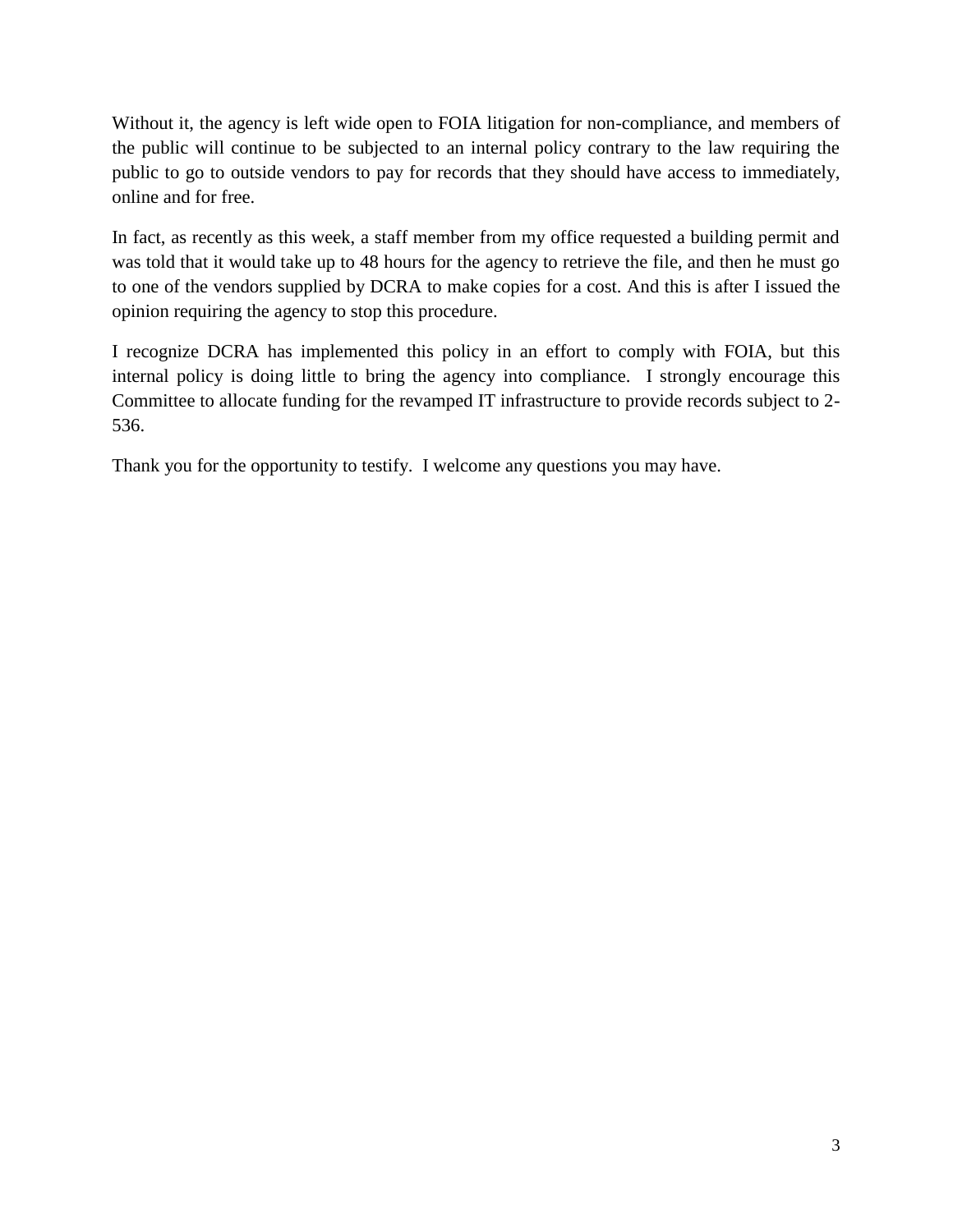Without it, the agency is left wide open to FOIA litigation for non-compliance, and members of the public will continue to be subjected to an internal policy contrary to the law requiring the public to go to outside vendors to pay for records that they should have access to immediately, online and for free.

In fact, as recently as this week, a staff member from my office requested a building permit and was told that it would take up to 48 hours for the agency to retrieve the file, and then he must go to one of the vendors supplied by DCRA to make copies for a cost. And this is after I issued the opinion requiring the agency to stop this procedure.

I recognize DCRA has implemented this policy in an effort to comply with FOIA, but this internal policy is doing little to bring the agency into compliance. I strongly encourage this Committee to allocate funding for the revamped IT infrastructure to provide records subject to 2-536.

Thank you for the opportunity to testify. I welcome any questions you may have.